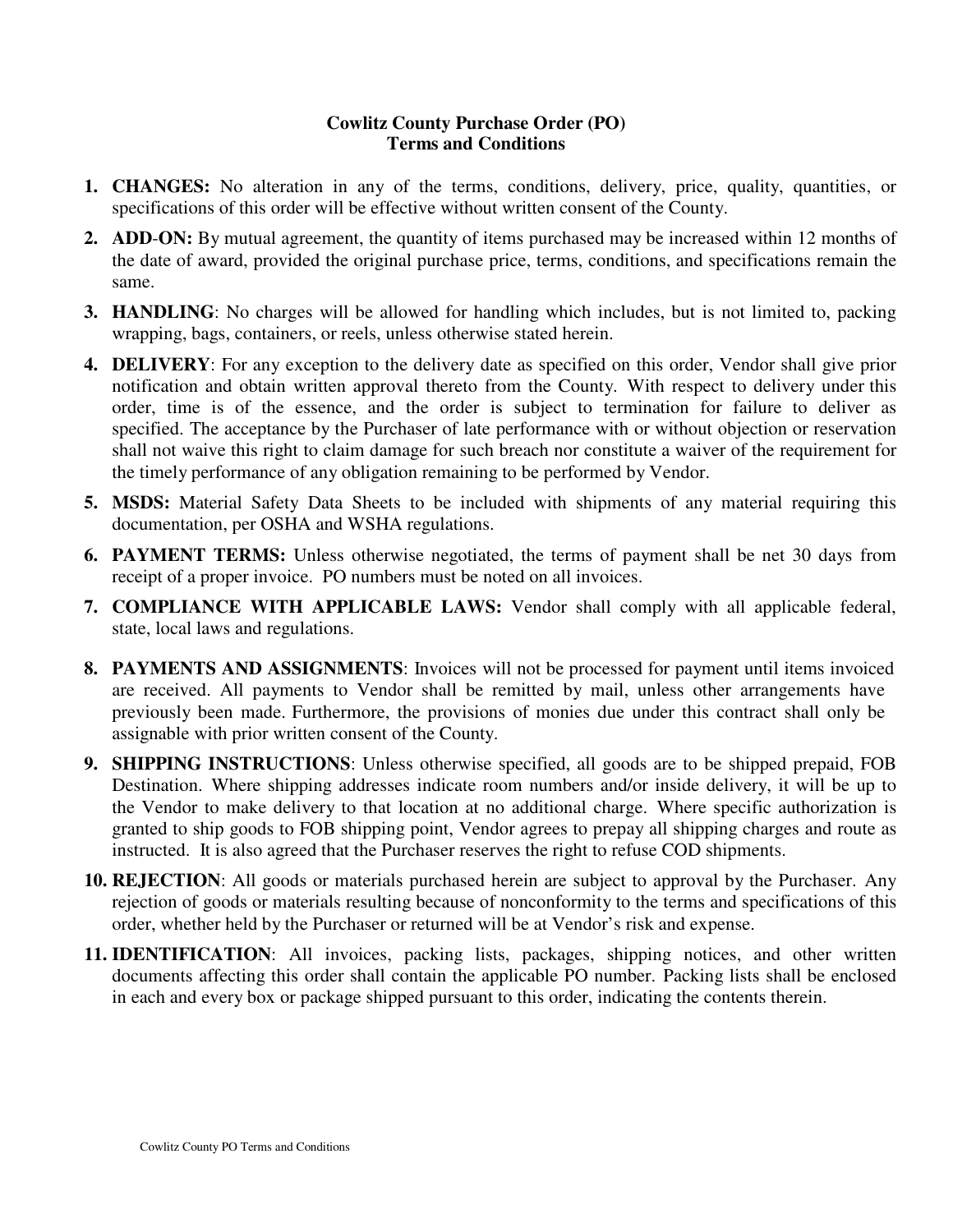# Cowlitz County Purchase Order (PO)
## Terms and Conditions

1. **CHANGES:** No alteration in any of the terms, conditions, delivery, price, quality, quantities, or specifications of this order will be effective without written consent of the County.

2. **ADD-ON:** By mutual agreement, the quantity of items purchased may be increased within 12 months of the date of award, provided the original purchase price, terms, conditions, and specifications remain the same.

3. **HANDLING**: No charges will be allowed for handling which includes, but is not limited to, packing wrapping, bags, containers, or reels, unless otherwise stated herein.

4. **DELIVERY**: For any exception to the delivery date as specified on this order, Vendor shall give prior notification and obtain written approval thereto from the County. With respect to delivery under this order, time is of the essence, and the order is subject to termination for failure to deliver as specified. The acceptance by the Purchaser of late performance with or without objection or reservation shall not waive this right to claim damage for such breach nor constitute a waiver of the requirement for the timely performance of any obligation remaining to be performed by Vendor.

5. **MSDS:** Material Safety Data Sheets to be included with shipments of any material requiring this documentation, per OSHA and WSHA regulations.

6. **PAYMENT TERMS:** Unless otherwise negotiated, the terms of payment shall be net 30 days from receipt of a proper invoice. PO numbers must be noted on all invoices.

7. **COMPLIANCE WITH APPLICABLE LAWS:** Vendor shall comply with all applicable federal, state, local laws and regulations.

8. **PAYMENTS AND ASSIGNMENTS**: Invoices will not be processed for payment until items invoiced are received. All payments to Vendor shall be remitted by mail, unless other arrangements have previously been made. Furthermore, the provisions of monies due under this contract shall only be assignable with prior written consent of the County.

9. **SHIPPING INSTRUCTIONS**: Unless otherwise specified, all goods are to be shipped prepaid, FOB Destination. Where shipping addresses indicate room numbers and/or inside delivery, it will be up to the Vendor to make delivery to that location at no additional charge. Where specific authorization is granted to ship goods to FOB shipping point, Vendor agrees to prepay all shipping charges and route as instructed. It is also agreed that the Purchaser reserves the right to refuse COD shipments.

10. **REJECTION**: All goods or materials purchased herein are subject to approval by the Purchaser. Any rejection of goods or materials resulting because of nonconformity to the terms and specifications of this order, whether held by the Purchaser or returned will be at Vendor's risk and expense.

11. **IDENTIFICATION**: All invoices, packing lists, packages, shipping notices, and other written documents affecting this order shall contain the applicable PO number. Packing lists shall be enclosed in each and every box or package shipped pursuant to this order, indicating the contents therein.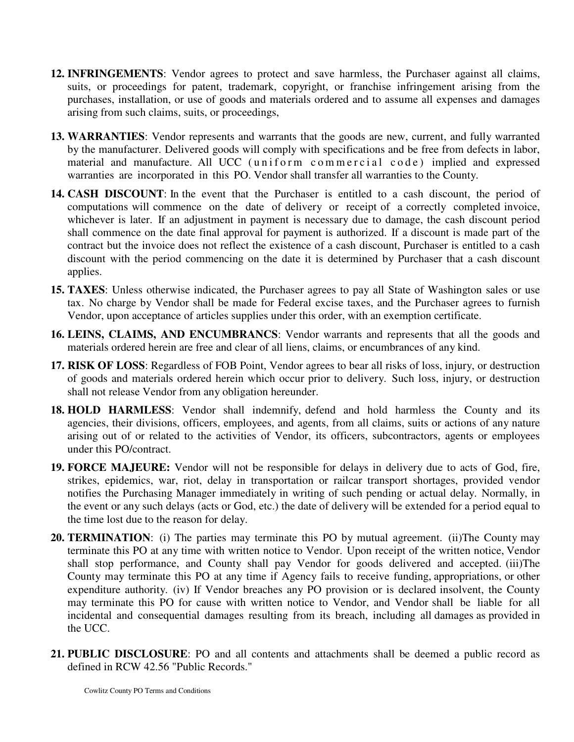12. **INFRINGEMENTS**: Vendor agrees to protect and save harmless, the Purchaser against all claims, suits, or proceedings for patent, trademark, copyright, or franchise infringement arising from the purchases, installation, or use of goods and materials ordered and to assume all expenses and damages arising from such claims, suits, or proceedings,

13. **WARRANTIES**: Vendor represents and warrants that the goods are new, current, and fully warranted by the manufacturer. Delivered goods will comply with specifications and be free from defects in labor, material and manufacture. All UCC (uniform commercial code) implied and expressed warranties are incorporated in this PO. Vendor shall transfer all warranties to the County.

14. **CASH DISCOUNT**: In the event that the Purchaser is entitled to a cash discount, the period of computations will commence on the date of delivery or receipt of a correctly completed invoice, whichever is later. If an adjustment in payment is necessary due to damage, the cash discount period shall commence on the date final approval for payment is authorized. If a discount is made part of the contract but the invoice does not reflect the existence of a cash discount, Purchaser is entitled to a cash discount with the period commencing on the date it is determined by Purchaser that a cash discount applies.

15. **TAXES**: Unless otherwise indicated, the Purchaser agrees to pay all State of Washington sales or use tax. No charge by Vendor shall be made for Federal excise taxes, and the Purchaser agrees to furnish Vendor, upon acceptance of articles supplies under this order, with an exemption certificate.

16. **LEINS, CLAIMS, AND ENCUMBRANCS**: Vendor warrants and represents that all the goods and materials ordered herein are free and clear of all liens, claims, or encumbrances of any kind.

17. **RISK OF LOSS**: Regardless of FOB Point, Vendor agrees to bear all risks of loss, injury, or destruction of goods and materials ordered herein which occur prior to delivery. Such loss, injury, or destruction shall not release Vendor from any obligation hereunder.

18. **HOLD HARMLESS**: Vendor shall indemnify, defend and hold harmless the County and its agencies, their divisions, officers, employees, and agents, from all claims, suits or actions of any nature arising out of or related to the activities of Vendor, its officers, subcontractors, agents or employees under this PO/contract.

19. **FORCE MAJEURE:** Vendor will not be responsible for delays in delivery due to acts of God, fire, strikes, epidemics, war, riot, delay in transportation or railcar transport shortages, provided vendor notifies the Purchasing Manager immediately in writing of such pending or actual delay. Normally, in the event or any such delays (acts or God, etc.) the date of delivery will be extended for a period equal to the time lost due to the reason for delay.

20. **TERMINATION**: (i) The parties may terminate this PO by mutual agreement. (ii)The County may terminate this PO at any time with written notice to Vendor. Upon receipt of the written notice, Vendor shall stop performance, and County shall pay Vendor for goods delivered and accepted. (iii)The County may terminate this PO at any time if Agency fails to receive funding, appropriations, or other expenditure authority. (iv) If Vendor breaches any PO provision or is declared insolvent, the County may terminate this PO for cause with written notice to Vendor, and Vendor shall be liable for all incidental and consequential damages resulting from its breach, including all damages as provided in the UCC.

21. **PUBLIC DISCLOSURE**: PO and all contents and attachments shall be deemed a public record as defined in RCW 42.56 "Public Records."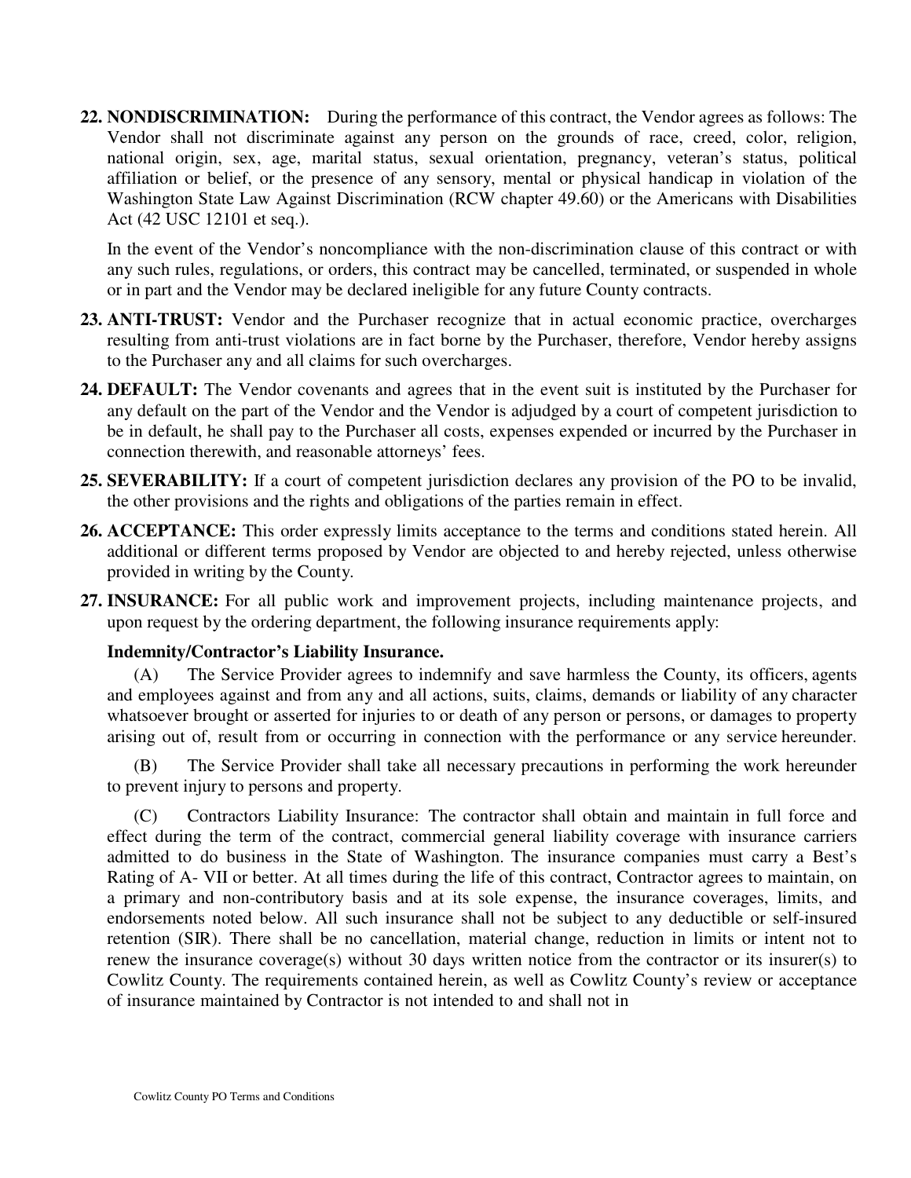**22. NONDISCRIMINATION:** During the performance of this contract, the Vendor agrees as follows: The Vendor shall not discriminate against any person on the grounds of race, creed, color, religion, national origin, sex, age, marital status, sexual orientation, pregnancy, veteran's status, political affiliation or belief, or the presence of any sensory, mental or physical handicap in violation of the Washington State Law Against Discrimination (RCW chapter 49.60) or the Americans with Disabilities Act (42 USC 12101 et seq.).

In the event of the Vendor's noncompliance with the non-discrimination clause of this contract or with any such rules, regulations, or orders, this contract may be cancelled, terminated, or suspended in whole or in part and the Vendor may be declared ineligible for any future County contracts.

**23. ANTI-TRUST:** Vendor and the Purchaser recognize that in actual economic practice, overcharges resulting from anti-trust violations are in fact borne by the Purchaser, therefore, Vendor hereby assigns to the Purchaser any and all claims for such overcharges.

**24. DEFAULT:** The Vendor covenants and agrees that in the event suit is instituted by the Purchaser for any default on the part of the Vendor and the Vendor is adjudged by a court of competent jurisdiction to be in default, he shall pay to the Purchaser all costs, expenses expended or incurred by the Purchaser in connection therewith, and reasonable attorneys' fees.

**25. SEVERABILITY:** If a court of competent jurisdiction declares any provision of the PO to be invalid, the other provisions and the rights and obligations of the parties remain in effect.

**26. ACCEPTANCE:** This order expressly limits acceptance to the terms and conditions stated herein. All additional or different terms proposed by Vendor are objected to and hereby rejected, unless otherwise provided in writing by the County.

**27. INSURANCE:** For all public work and improvement projects, including maintenance projects, and upon request by the ordering department, the following insurance requirements apply:

**Indemnity/Contractor's Liability Insurance.**

(A) The Service Provider agrees to indemnify and save harmless the County, its officers, agents and employees against and from any and all actions, suits, claims, demands or liability of any character whatsoever brought or asserted for injuries to or death of any person or persons, or damages to property arising out of, result from or occurring in connection with the performance or any service hereunder.

(B) The Service Provider shall take all necessary precautions in performing the work hereunder to prevent injury to persons and property.

(C) Contractors Liability Insurance: The contractor shall obtain and maintain in full force and effect during the term of the contract, commercial general liability coverage with insurance carriers admitted to do business in the State of Washington. The insurance companies must carry a Best's Rating of A- VII or better. At all times during the life of this contract, Contractor agrees to maintain, on a primary and non-contributory basis and at its sole expense, the insurance coverages, limits, and endorsements noted below. All such insurance shall not be subject to any deductible or self-insured retention (SIR). There shall be no cancellation, material change, reduction in limits or intent not to renew the insurance coverage(s) without 30 days written notice from the contractor or its insurer(s) to Cowlitz County. The requirements contained herein, as well as Cowlitz County's review or acceptance of insurance maintained by Contractor is not intended to and shall not in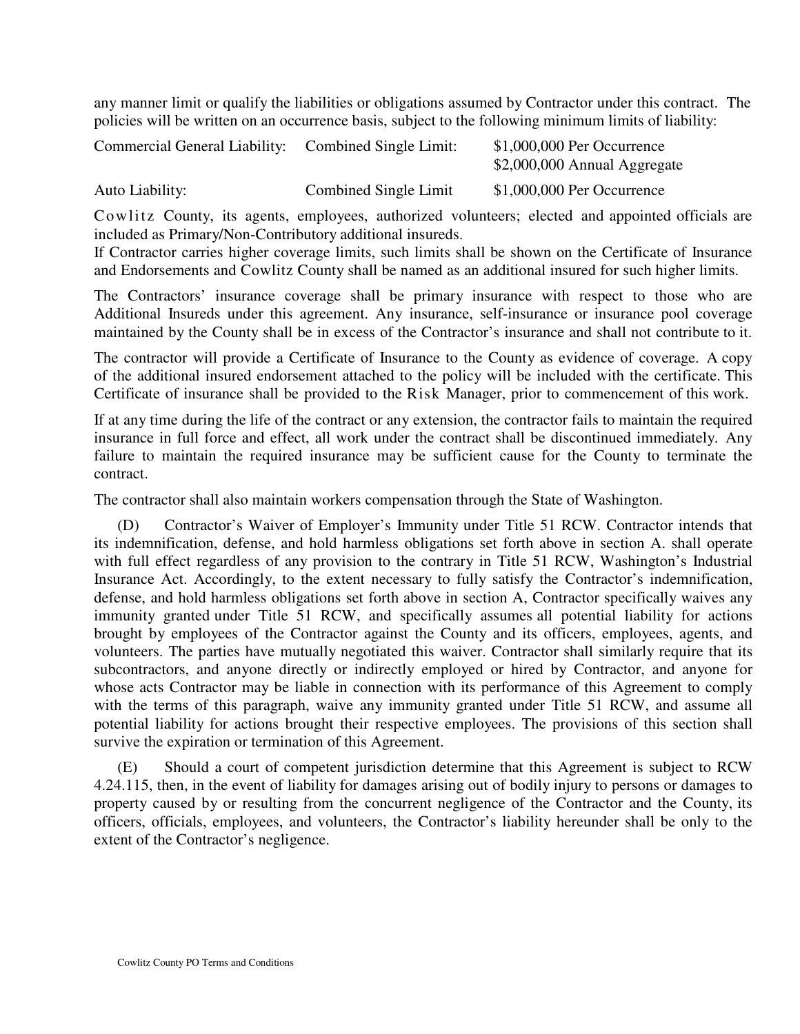any manner limit or qualify the liabilities or obligations assumed by Contractor under this contract. The policies will be written on an occurrence basis, subject to the following minimum limits of liability:

| | | |
|---|---|---|
| Commercial General Liability: | Combined Single Limit: | $1,000,000 Per Occurrence<br>$2,000,000 Annual Aggregate |
| Auto Liability: | Combined Single Limit | $1,000,000 Per Occurrence |

Cowlitz County, its agents, employees, authorized volunteers; elected and appointed officials are included as Primary/Non-Contributory additional insureds.
If Contractor carries higher coverage limits, such limits shall be shown on the Certificate of Insurance and Endorsements and Cowlitz County shall be named as an additional insured for such higher limits.

The Contractors' insurance coverage shall be primary insurance with respect to those who are Additional Insureds under this agreement. Any insurance, self-insurance or insurance pool coverage maintained by the County shall be in excess of the Contractor's insurance and shall not contribute to it.

The contractor will provide a Certificate of Insurance to the County as evidence of coverage. A copy of the additional insured endorsement attached to the policy will be included with the certificate. This Certificate of insurance shall be provided to the Risk Manager, prior to commencement of this work.

If at any time during the life of the contract or any extension, the contractor fails to maintain the required insurance in full force and effect, all work under the contract shall be discontinued immediately. Any failure to maintain the required insurance may be sufficient cause for the County to terminate the contract.

The contractor shall also maintain workers compensation through the State of Washington.

(D) Contractor's Waiver of Employer's Immunity under Title 51 RCW. Contractor intends that its indemnification, defense, and hold harmless obligations set forth above in section A. shall operate with full effect regardless of any provision to the contrary in Title 51 RCW, Washington's Industrial Insurance Act. Accordingly, to the extent necessary to fully satisfy the Contractor's indemnification, defense, and hold harmless obligations set forth above in section A, Contractor specifically waives any immunity granted under Title 51 RCW, and specifically assumes all potential liability for actions brought by employees of the Contractor against the County and its officers, employees, agents, and volunteers. The parties have mutually negotiated this waiver. Contractor shall similarly require that its subcontractors, and anyone directly or indirectly employed or hired by Contractor, and anyone for whose acts Contractor may be liable in connection with its performance of this Agreement to comply with the terms of this paragraph, waive any immunity granted under Title 51 RCW, and assume all potential liability for actions brought their respective employees. The provisions of this section shall survive the expiration or termination of this Agreement.

(E) Should a court of competent jurisdiction determine that this Agreement is subject to RCW 4.24.115, then, in the event of liability for damages arising out of bodily injury to persons or damages to property caused by or resulting from the concurrent negligence of the Contractor and the County, its officers, officials, employees, and volunteers, the Contractor's liability hereunder shall be only to the extent of the Contractor's negligence.